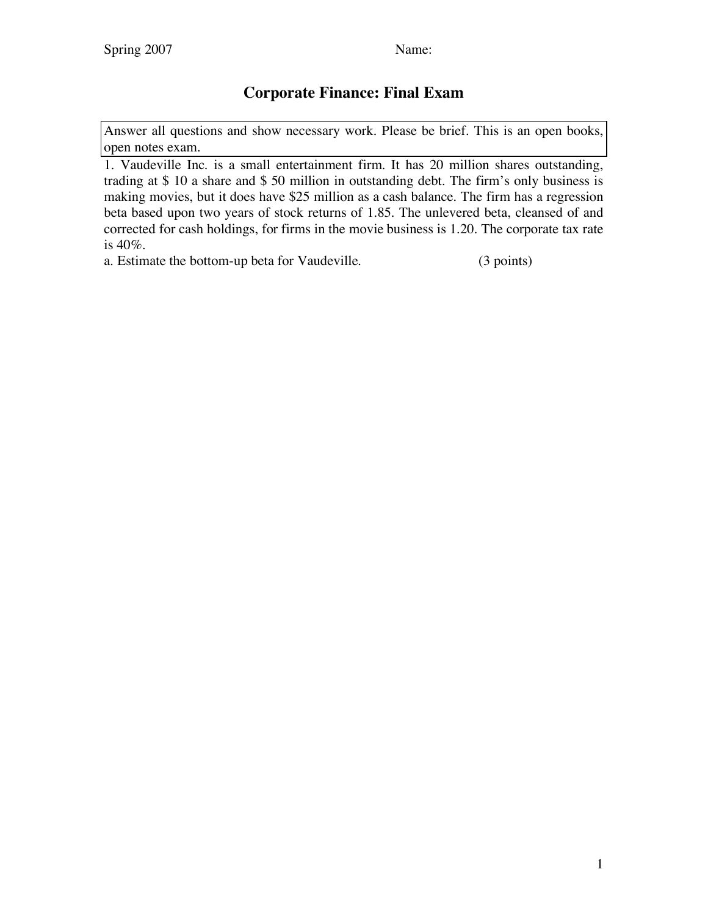Spring 2007 Name:

# Corporate Finance: Final Exam

Answer all questions and show necessary work. Please be brief. This is an open books, open notes exam.

1. Vaudeville Inc. is a small entertainment firm. It has 20 million shares outstanding, trading at $ 10 a share and $ 50 million in outstanding debt. The firm's only business is making movies, but it does have $25 million as a cash balance. The firm has a regression beta based upon two years of stock returns of 1.85. The unlevered beta, cleansed of and corrected for cash holdings, for firms in the movie business is 1.20. The corporate tax rate is 40%.

a. Estimate the bottom-up beta for Vaudeville. (3 points)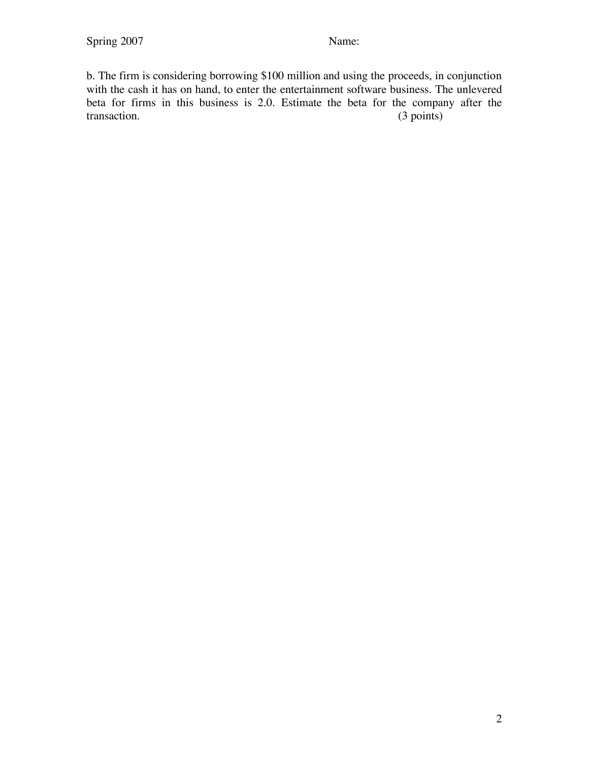b. The firm is considering borrowing $100 million and using the proceeds, in conjunction with the cash it has on hand, to enter the entertainment software business. The unlevered beta for firms in this business is 2.0. Estimate the beta for the company after the transaction. (3 points)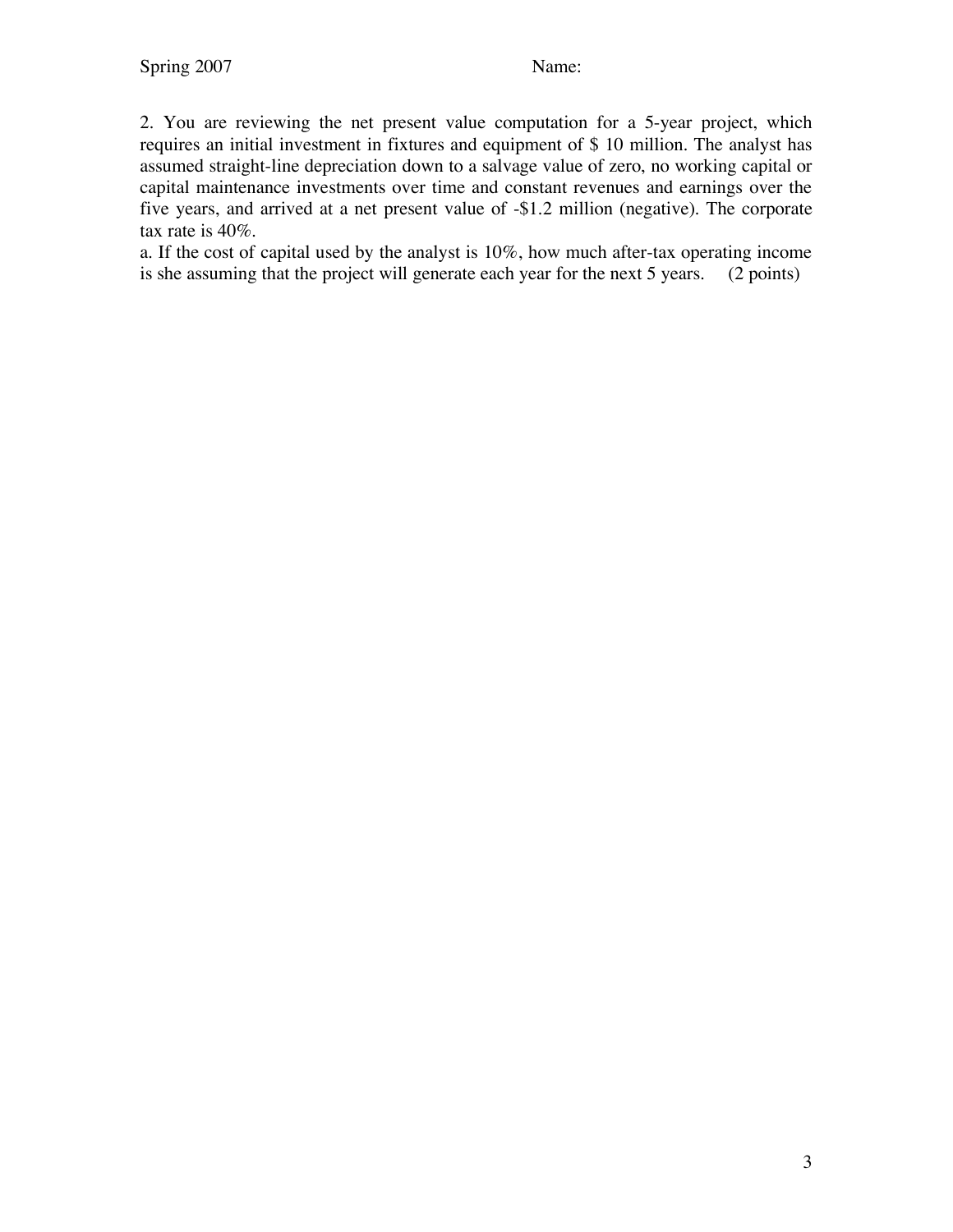Spring 2007 Name:

2. You are reviewing the net present value computation for a 5-year project, which requires an initial investment in fixtures and equipment of $ 10 million. The analyst has assumed straight-line depreciation down to a salvage value of zero, no working capital or capital maintenance investments over time and constant revenues and earnings over the five years, and arrived at a net present value of -$1.2 million (negative). The corporate tax rate is 40%.

a. If the cost of capital used by the analyst is 10%, how much after-tax operating income is she assuming that the project will generate each year for the next 5 years. (2 points)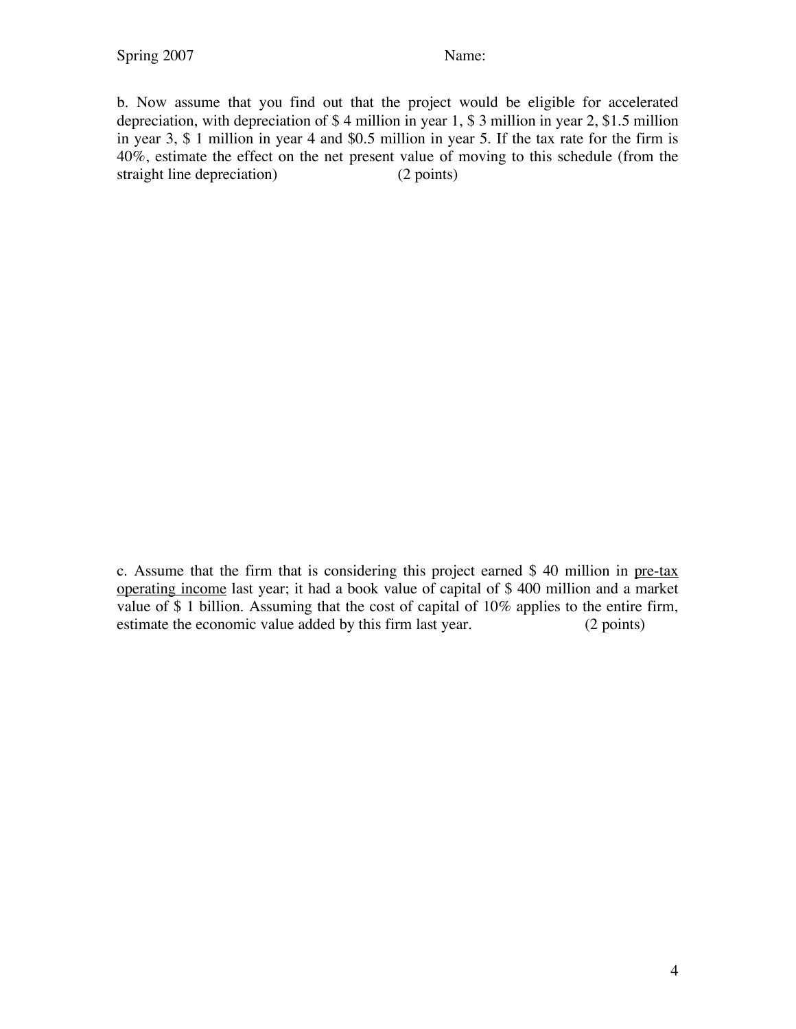b. Now assume that you find out that the project would be eligible for accelerated depreciation, with depreciation of $ 4 million in year 1, $ 3 million in year 2, $1.5 million in year 3, $ 1 million in year 4 and $0.5 million in year 5. If the tax rate for the firm is 40%, estimate the effect on the net present value of moving to this schedule (from the straight line depreciation) (2 points)

c. Assume that the firm that is considering this project earned $ 40 million in <u>pre-tax operating income</u> last year; it had a book value of capital of $ 400 million and a market value of $ 1 billion. Assuming that the cost of capital of 10% applies to the entire firm, estimate the economic value added by this firm last year. (2 points)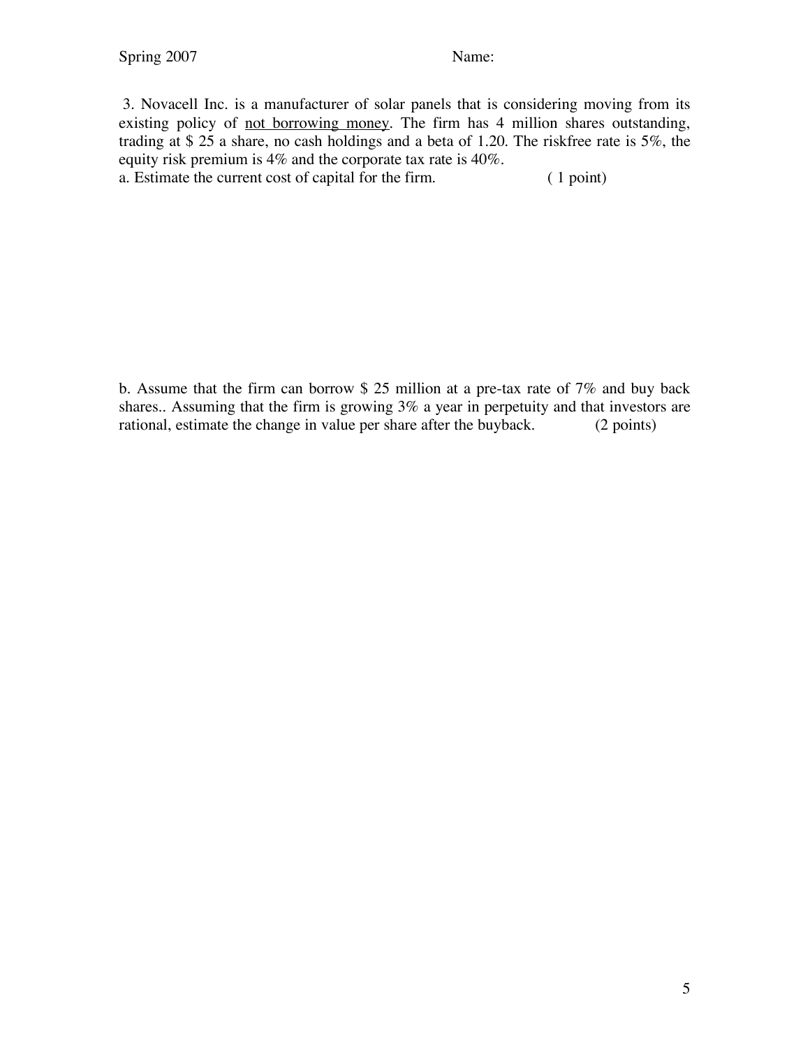3. Novacell Inc. is a manufacturer of solar panels that is considering moving from its existing policy of <u>not borrowing money</u>. The firm has 4 million shares outstanding, trading at $ 25 a share, no cash holdings and a beta of 1.20. The riskfree rate is 5%, the equity risk premium is 4% and the corporate tax rate is 40%.

a. Estimate the current cost of capital for the firm. ( 1 point)

b. Assume that the firm can borrow $ 25 million at a pre-tax rate of 7% and buy back shares.. Assuming that the firm is growing 3% a year in perpetuity and that investors are rational, estimate the change in value per share after the buyback. (2 points)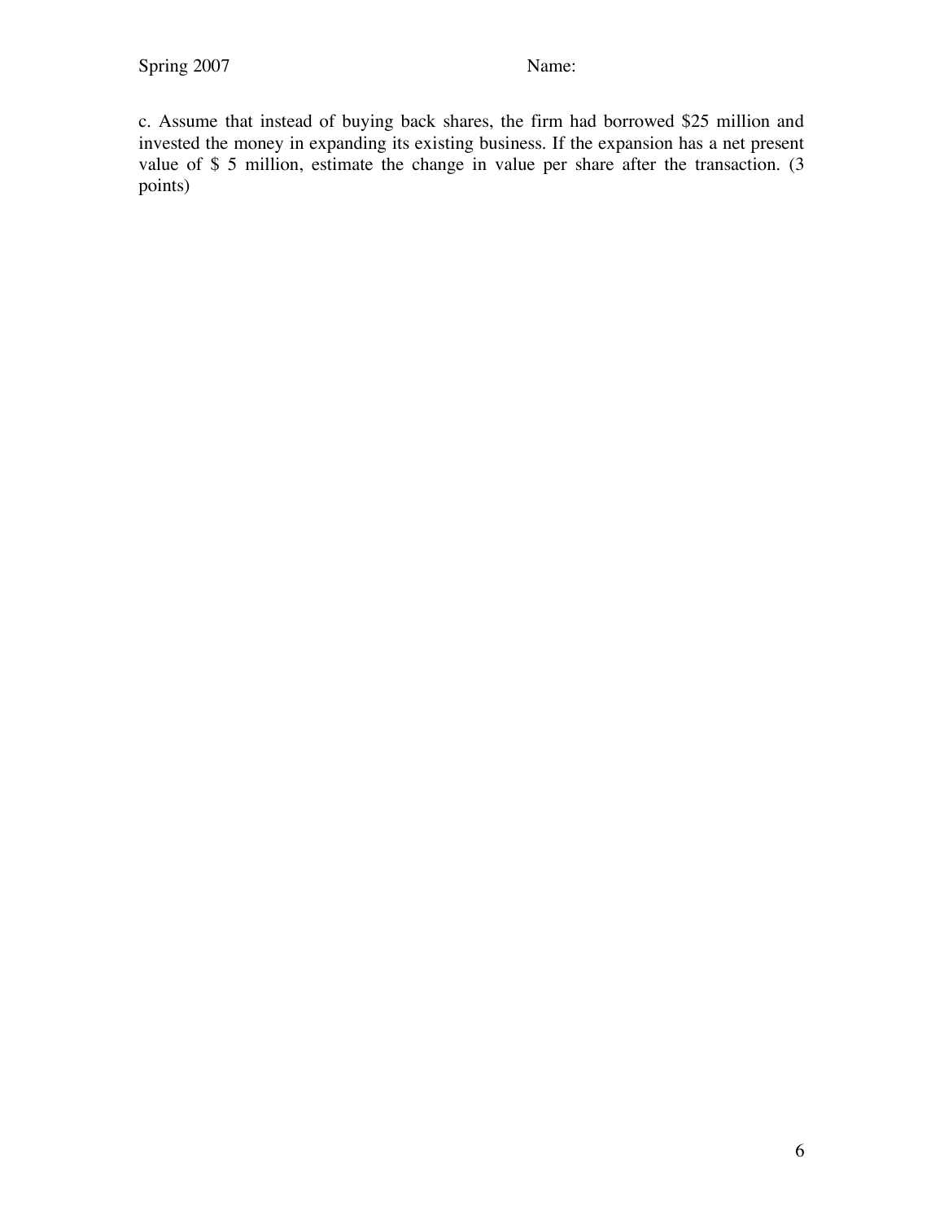c. Assume that instead of buying back shares, the firm had borrowed $25 million and invested the money in expanding its existing business. If the expansion has a net present value of $ 5 million, estimate the change in value per share after the transaction. (3 points)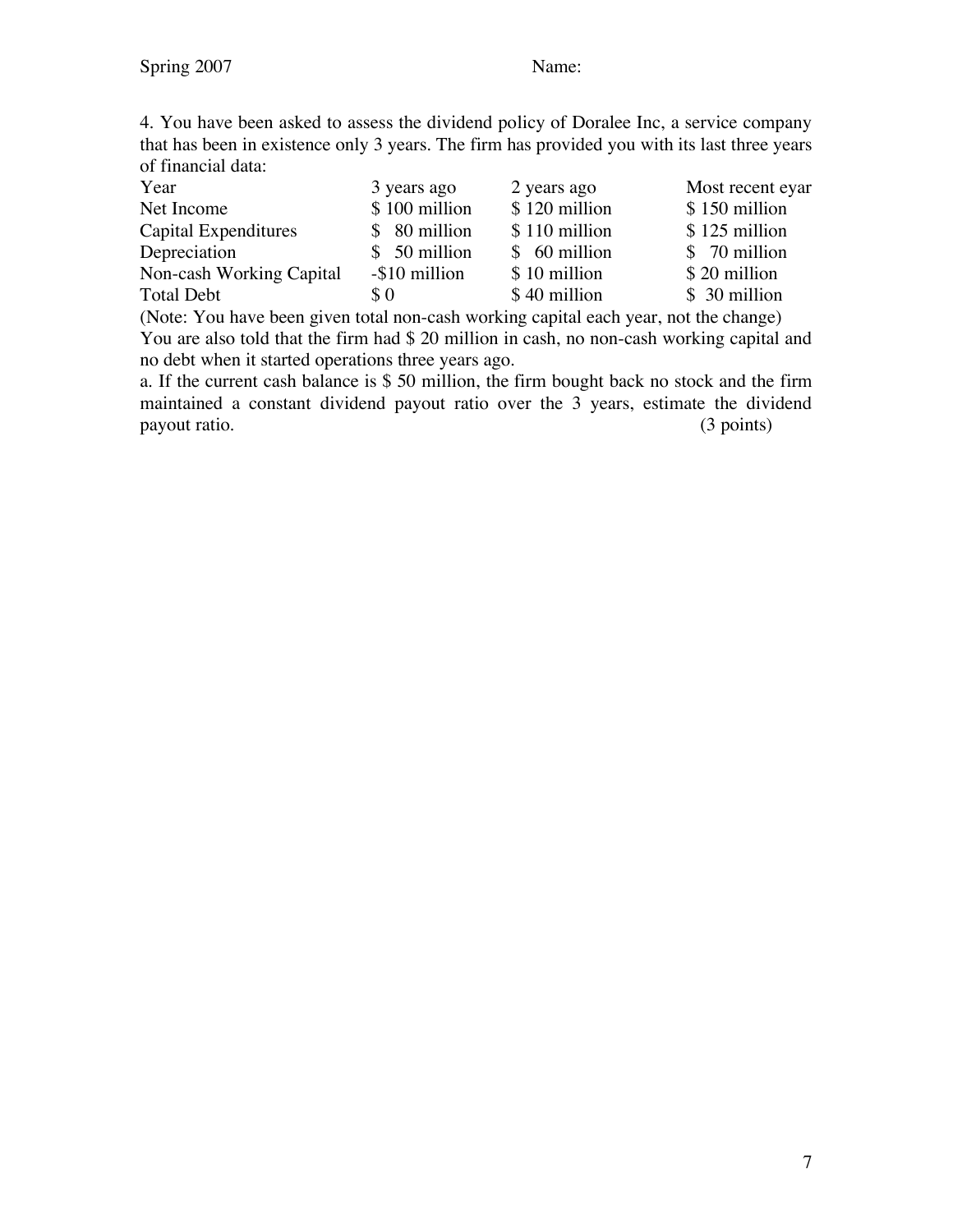4. You have been asked to assess the dividend policy of Doralee Inc, a service company that has been in existence only 3 years. The firm has provided you with its last three years of financial data:

| Year | 3 years ago | 2 years ago | Most recent eyar |
| --- | --- | --- | --- |
| Net Income | $ 100 million | $ 120 million | $ 150 million |
| Capital Expenditures | $ 80 million | $ 110 million | $ 125 million |
| Depreciation | $ 50 million | $ 60 million | $ 70 million |
| Non-cash Working Capital | -$10 million | $ 10 million | $ 20 million |
| Total Debt | $ 0 | $ 40 million | $ 30 million |

(Note: You have been given total non-cash working capital each year, not the change)

You are also told that the firm had $ 20 million in cash, no non-cash working capital and no debt when it started operations three years ago.

a. If the current cash balance is $ 50 million, the firm bought back no stock and the firm maintained a constant dividend payout ratio over the 3 years, estimate the dividend payout ratio. (3 points)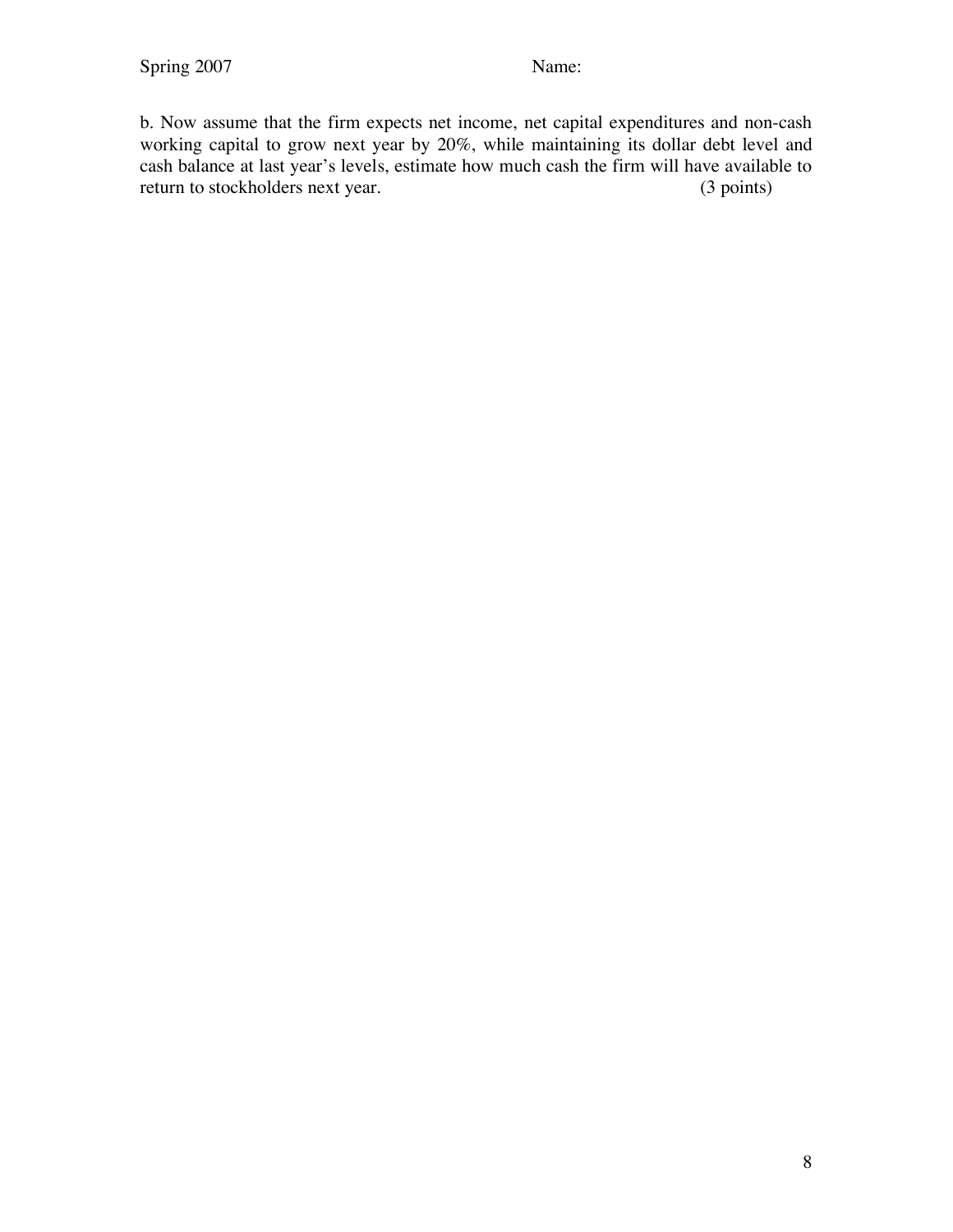b. Now assume that the firm expects net income, net capital expenditures and non-cash working capital to grow next year by 20%, while maintaining its dollar debt level and cash balance at last year's levels, estimate how much cash the firm will have available to return to stockholders next year. (3 points)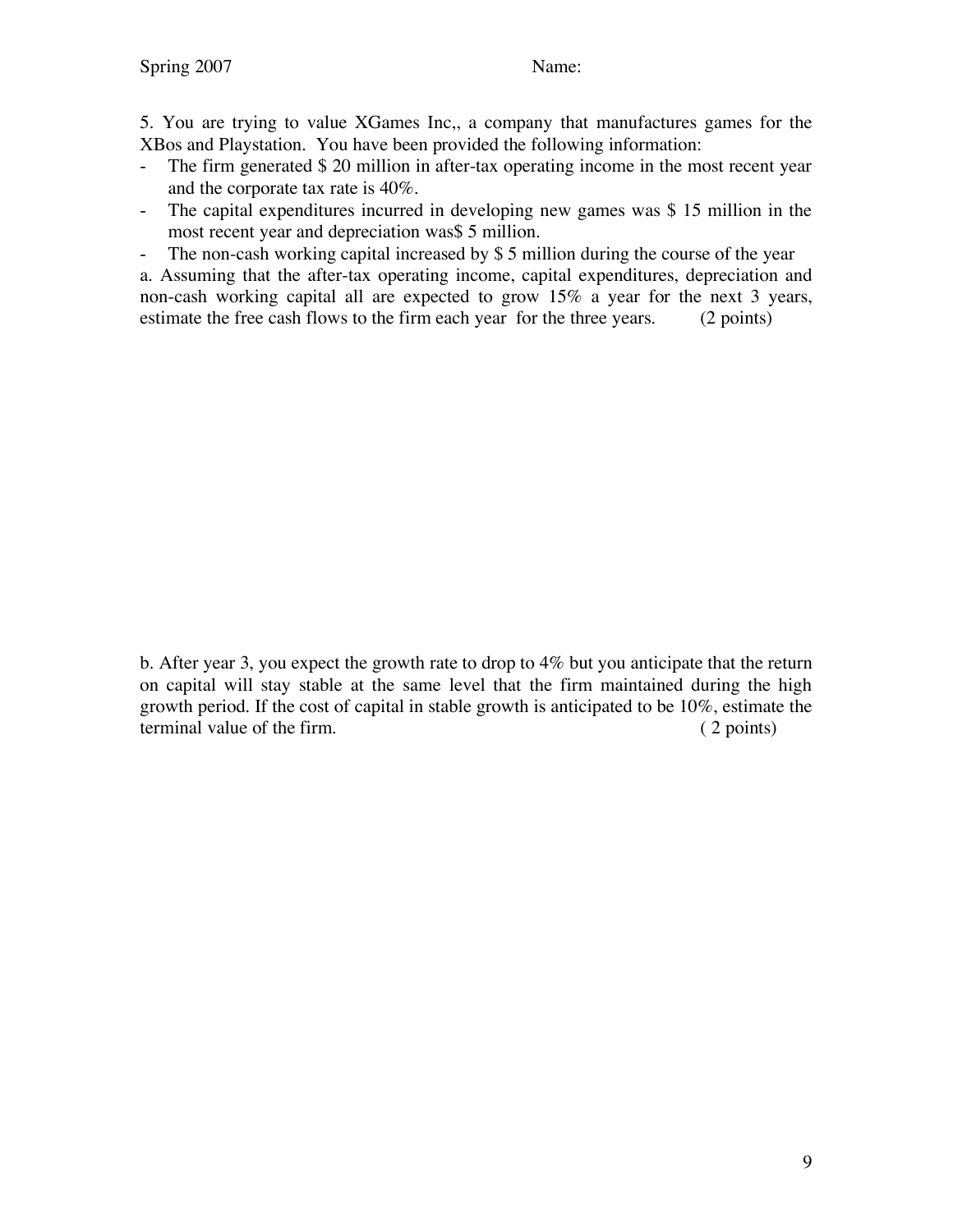5. You are trying to value XGames Inc,, a company that manufactures games for the XBos and Playstation. You have been provided the following information:

- The firm generated $ 20 million in after-tax operating income in the most recent year and the corporate tax rate is 40%.
- The capital expenditures incurred in developing new games was $ 15 million in the most recent year and depreciation was$ 5 million.
- The non-cash working capital increased by $ 5 million during the course of the year

a. Assuming that the after-tax operating income, capital expenditures, depreciation and non-cash working capital all are expected to grow 15% a year for the next 3 years, estimate the free cash flows to the firm each year for the three years. (2 points)

b. After year 3, you expect the growth rate to drop to 4% but you anticipate that the return on capital will stay stable at the same level that the firm maintained during the high growth period. If the cost of capital in stable growth is anticipated to be 10%, estimate the terminal value of the firm. ( 2 points)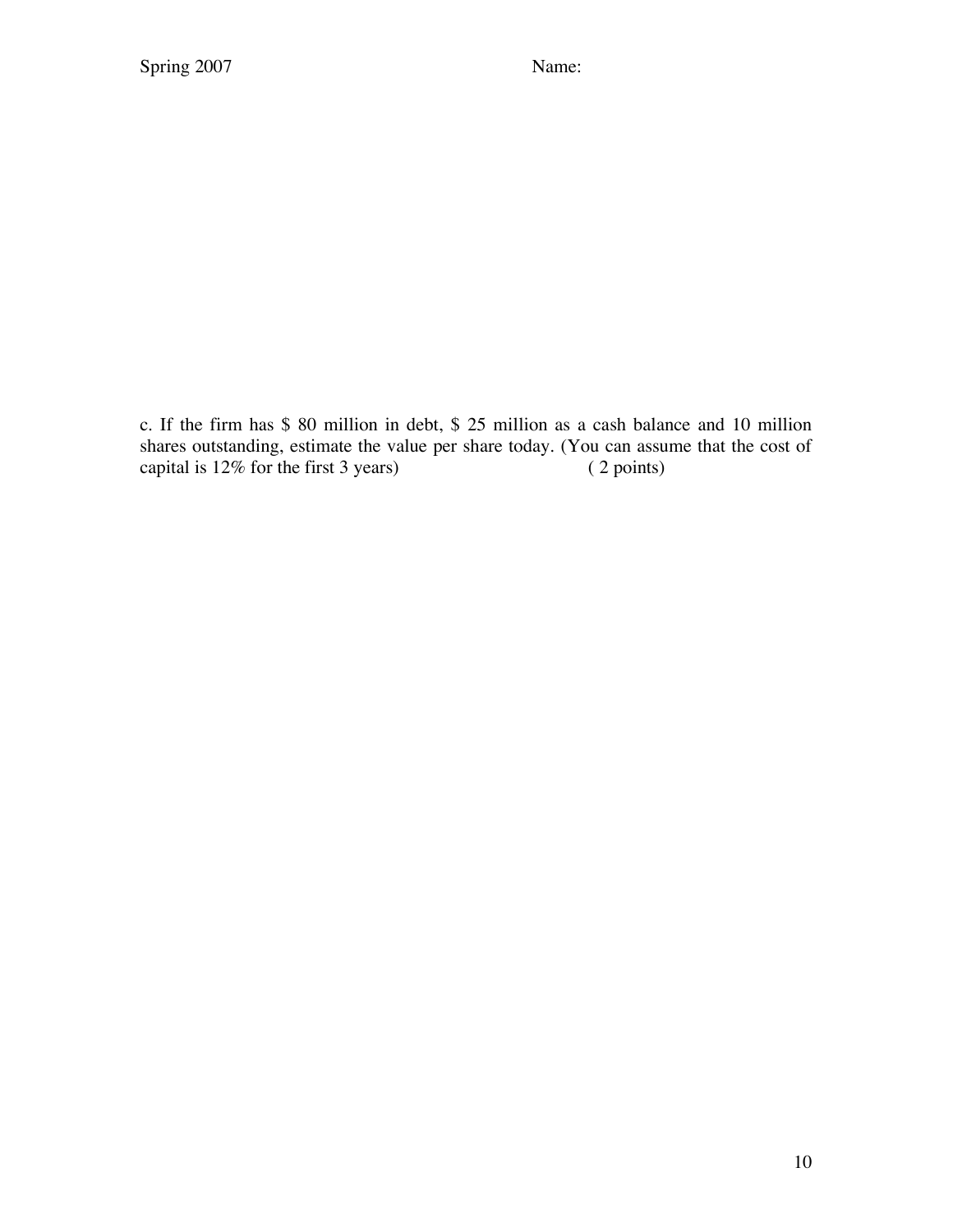c. If the firm has $ 80 million in debt, $ 25 million as a cash balance and 10 million shares outstanding, estimate the value per share today. (You can assume that the cost of capital is 12% for the first 3 years) ( 2 points)